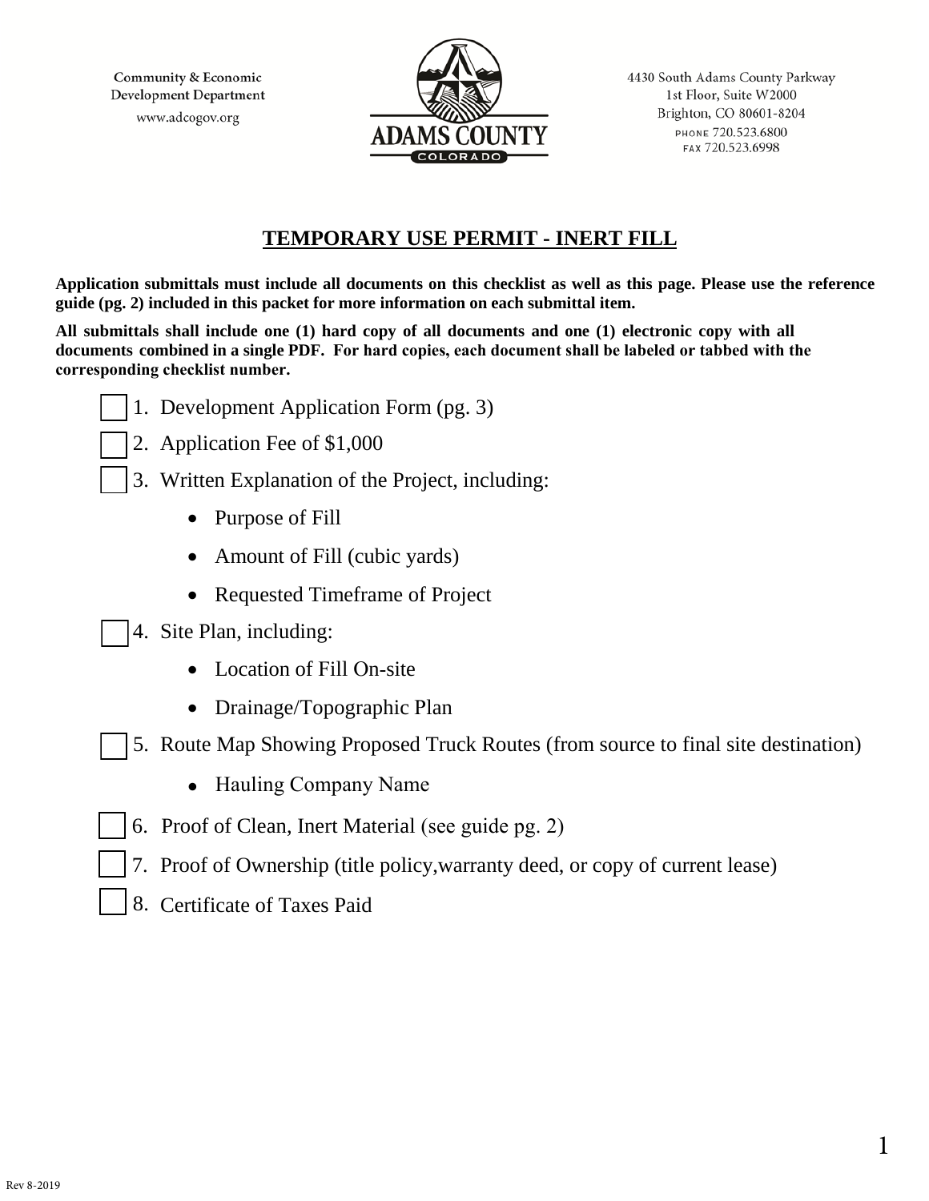Community & Economic Development Department
www.adcogov.org

4430 South Adams County Parkway
1st Floor, Suite W2000
Brighton, CO 80601-8204
PHONE 720.523.6800
FAX 720.523.6998

## TEMPORARY USE PERMIT - INERT FILL

**Application submittals must include all documents on this checklist as well as this page. Please use the reference guide (pg. 2) included in this packet for more information on each submittal item.**

**All submittals shall include one (1) hard copy of all documents and one (1) electronic copy with all documents combined in a single PDF. For hard copies, each document shall be labeled or tabbed with the corresponding checklist number.**

- [ ] 1. Development Application Form (pg. 3)
- [ ] 2. Application Fee of $1,000
- [ ] 3. Written Explanation of the Project, including:
  - Purpose of Fill
  - Amount of Fill (cubic yards)
  - Requested Timeframe of Project
- [ ] 4. Site Plan, including:
  - Location of Fill On-site
  - Drainage/Topographic Plan
- [ ] 5. Route Map Showing Proposed Truck Routes (from source to final site destination)
  - Hauling Company Name
- [ ] 6. Proof of Clean, Inert Material (see guide pg. 2)
- [ ] 7. Proof of Ownership (title policy,warranty deed, or copy of current lease)
- [ ] 8. Certificate of Taxes Paid

Rev 8-2019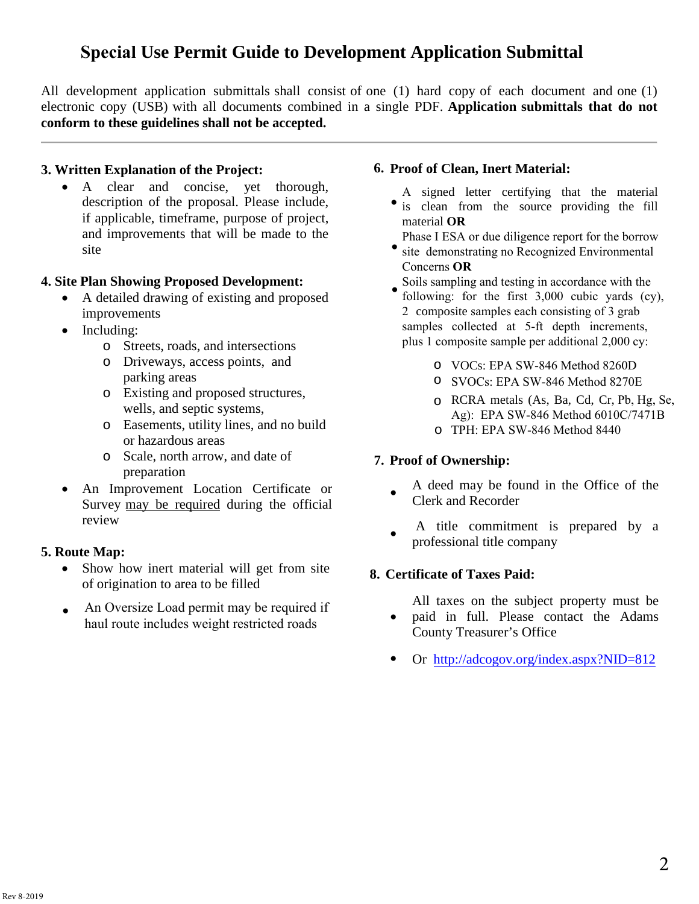# Special Use Permit Guide to Development Application Submittal

All development application submittals shall consist of one (1) hard copy of each document and one (1) electronic copy (USB) with all documents combined in a single PDF. **Application submittals that do not conform to these guidelines shall not be accepted.**

---

### 3. Written Explanation of the Project:

- A clear and concise, yet thorough, description of the proposal. Please include, if applicable, timeframe, purpose of project, and improvements that will be made to the site

### 4. Site Plan Showing Proposed Development:

- A detailed drawing of existing and proposed improvements
- Including:
  - Streets, roads, and intersections
  - Driveways, access points, and parking areas
  - Existing and proposed structures, wells, and septic systems,
  - Easements, utility lines, and no build or hazardous areas
  - Scale, north arrow, and date of preparation
- An Improvement Location Certificate or Survey may be required during the official review

### 5. Route Map:

- Show how inert material will get from site of origination to area to be filled
- An Oversize Load permit may be required if haul route includes weight restricted roads

### 6. Proof of Clean, Inert Material:

- A signed letter certifying that the material is clean from the source providing the fill material **OR**
- Phase I ESA or due diligence report for the borrow site demonstrating no Recognized Environmental Concerns **OR**
- Soils sampling and testing in accordance with the following: for the first 3,000 cubic yards (cy), 2 composite samples each consisting of 3 grab samples collected at 5-ft depth increments, plus 1 composite sample per additional 2,000 cy:
  - VOCs: EPA SW-846 Method 8260D
  - SVOCs: EPA SW-846 Method 8270E
  - RCRA metals (As, Ba, Cd, Cr, Pb, Hg, Se, Ag): EPA SW-846 Method 6010C/7471B
  - TPH: EPA SW-846 Method 8440

### 7. Proof of Ownership:

- A deed may be found in the Office of the Clerk and Recorder
- A title commitment is prepared by a professional title company

### 8. Certificate of Taxes Paid:

- All taxes on the subject property must be paid in full. Please contact the Adams County Treasurer's Office
- Or http://adcogov.org/index.aspx?NID=812

Rev 8-2019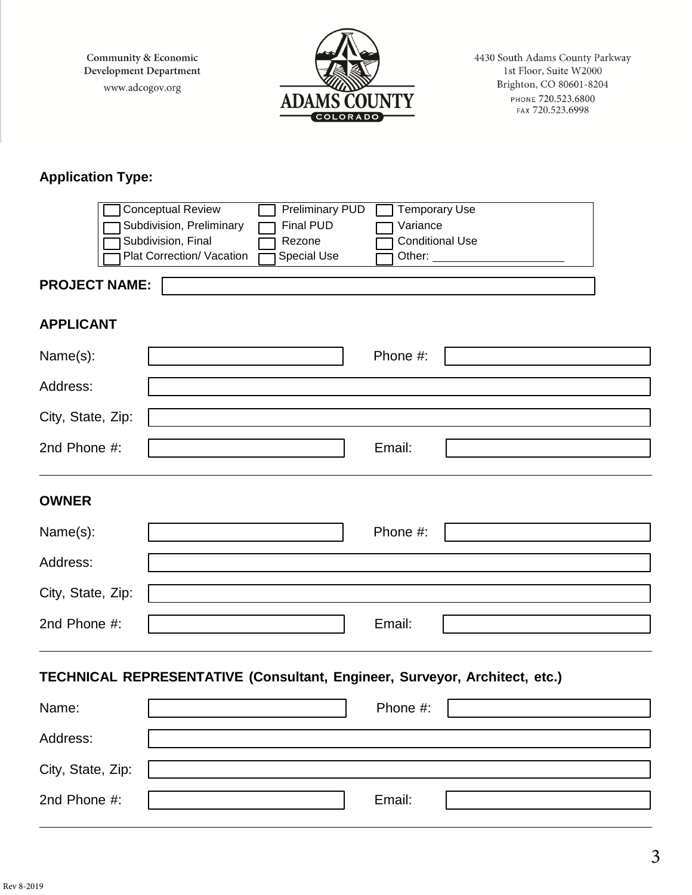Community & Economic Development Department
www.adcogov.org

ADAMS COUNTY COLORADO

4430 South Adams County Parkway
1st Floor, Suite W2000
Brighton, CO 80601-8204
PHONE 720.523.6800
FAX 720.523.6998

**Application Type:**

| | | |
|---|---|---|
| ☐ Conceptual Review | ☐ Preliminary PUD | ☐ Temporary Use |
| ☐ Subdivision, Preliminary | ☐ Final PUD | ☐ Variance |
| ☐ Subdivision, Final | ☐ Rezone | ☐ Conditional Use |
| ☐ Plat Correction/ Vacation | ☐ Special Use | ☐ Other: ____________________ |

**PROJECT NAME:** ____________________

**APPLICANT**

Name(s): ____________________ Phone #: ____________________

Address: ____________________

City, State, Zip: ____________________

2nd Phone #: ____________________ Email: ____________________

**OWNER**

Name(s): ____________________ Phone #: ____________________

Address: ____________________

City, State, Zip: ____________________

2nd Phone #: ____________________ Email: ____________________

**TECHNICAL REPRESENTATIVE (Consultant, Engineer, Surveyor, Architect, etc.)**

Name: ____________________ Phone #: ____________________

Address: ____________________

City, State, Zip: ____________________

2nd Phone #: ____________________ Email: ____________________

Rev 8-2019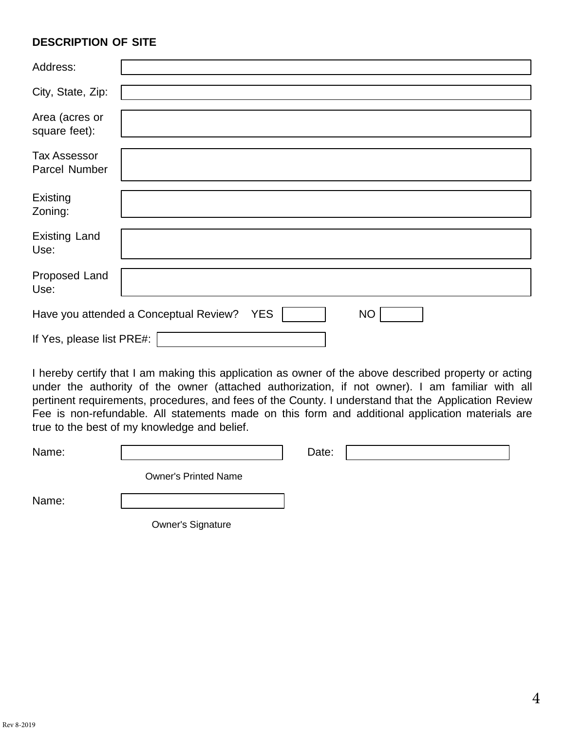**DESCRIPTION OF SITE**

Address:

City, State, Zip:

Area (acres or square feet):

Tax Assessor Parcel Number

Existing Zoning:

Existing Land Use:

Proposed Land Use:

Have you attended a Conceptual Review? YES NO

If Yes, please list PRE#:

I hereby certify that I am making this application as owner of the above described property or acting under the authority of the owner (attached authorization, if not owner). I am familiar with all pertinent requirements, procedures, and fees of the County. I understand that the Application Review Fee is non-refundable. All statements made on this form and additional application materials are true to the best of my knowledge and belief.

Name: Date:

Owner's Printed Name

Name:

Owner's Signature

Rev 8-2019